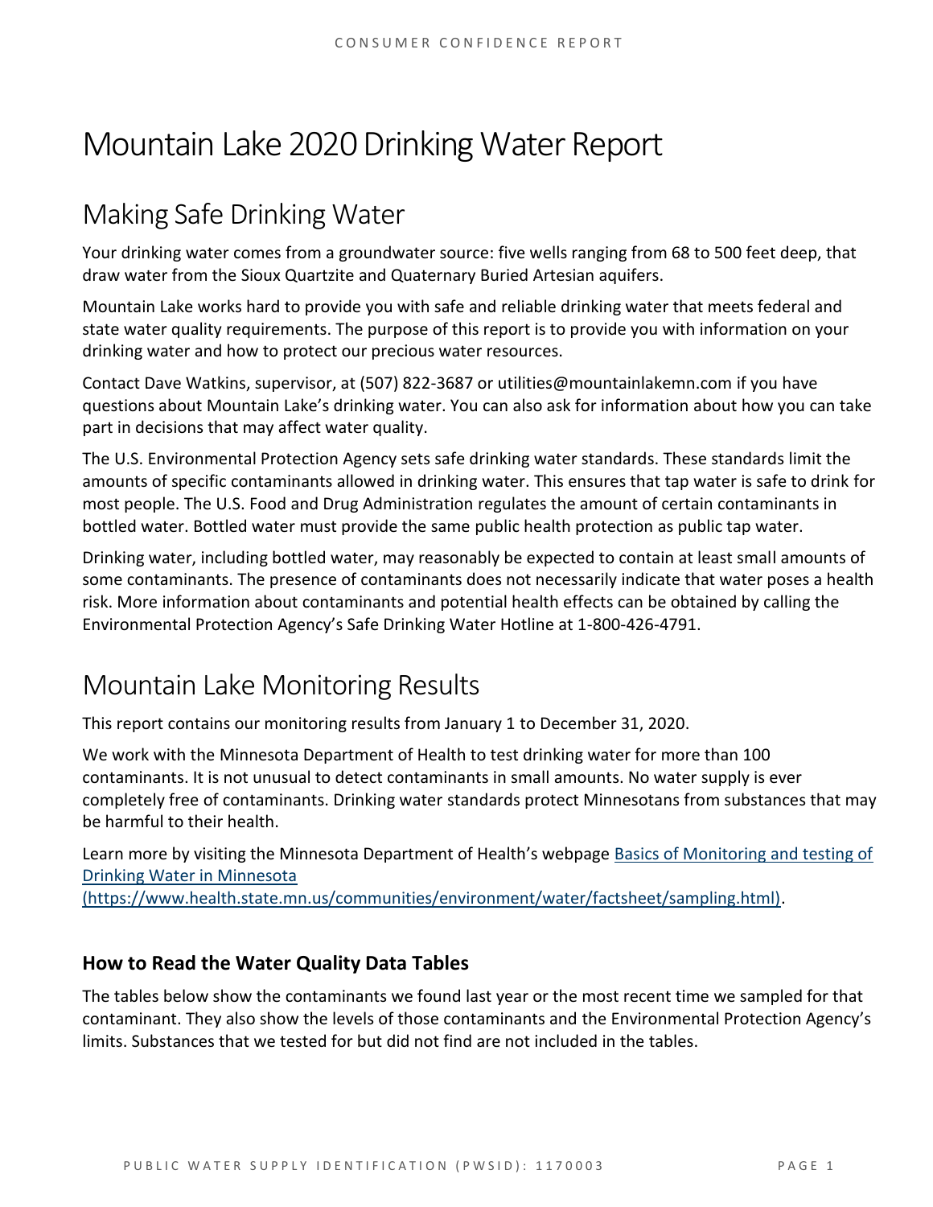# Mountain Lake 2020 Drinking Water Report

## Making Safe Drinking Water

Your drinking water comes from a groundwater source: five wells ranging from 68 to 500 feet deep, that draw water from the Sioux Quartzite and Quaternary Buried Artesian aquifers.

Mountain Lake works hard to provide you with safe and reliable drinking water that meets federal and state water quality requirements. The purpose of this report is to provide you with information on your drinking water and how to protect our precious water resources.

Contact Dave Watkins, supervisor, at (507) 822-3687 or utilities@mountainlakemn.com if you have questions about Mountain Lake's drinking water. You can also ask for information about how you can take part in decisions that may affect water quality.

The U.S. Environmental Protection Agency sets safe drinking water standards. These standards limit the amounts of specific contaminants allowed in drinking water. This ensures that tap water is safe to drink for most people. The U.S. Food and Drug Administration regulates the amount of certain contaminants in bottled water. Bottled water must provide the same public health protection as public tap water.

Drinking water, including bottled water, may reasonably be expected to contain at least small amounts of some contaminants. The presence of contaminants does not necessarily indicate that water poses a health risk. More information about contaminants and potential health effects can be obtained by calling the Environmental Protection Agency's Safe Drinking Water Hotline at 1-800-426-4791.

## Mountain Lake Monitoring Results

This report contains our monitoring results from January 1 to December 31, 2020.

We work with the Minnesota Department of Health to test drinking water for more than 100 contaminants. It is not unusual to detect contaminants in small amounts. No water supply is ever completely free of contaminants. Drinking water standards protect Minnesotans from substances that may be harmful to their health.

Learn more by visiting the Minnesota Department of Health's webpage [Basics of Monitoring and testing of Drinking Water in Minnesota (https://www.health.state.mn.us/communities/environment/water/factsheet/sampling.html)](https://www.health.state.mn.us/communities/environment/water/factsheet/sampling.html).

### How to Read the Water Quality Data Tables

The tables below show the contaminants we found last year or the most recent time we sampled for that contaminant. They also show the levels of those contaminants and the Environmental Protection Agency's limits. Substances that we tested for but did not find are not included in the tables.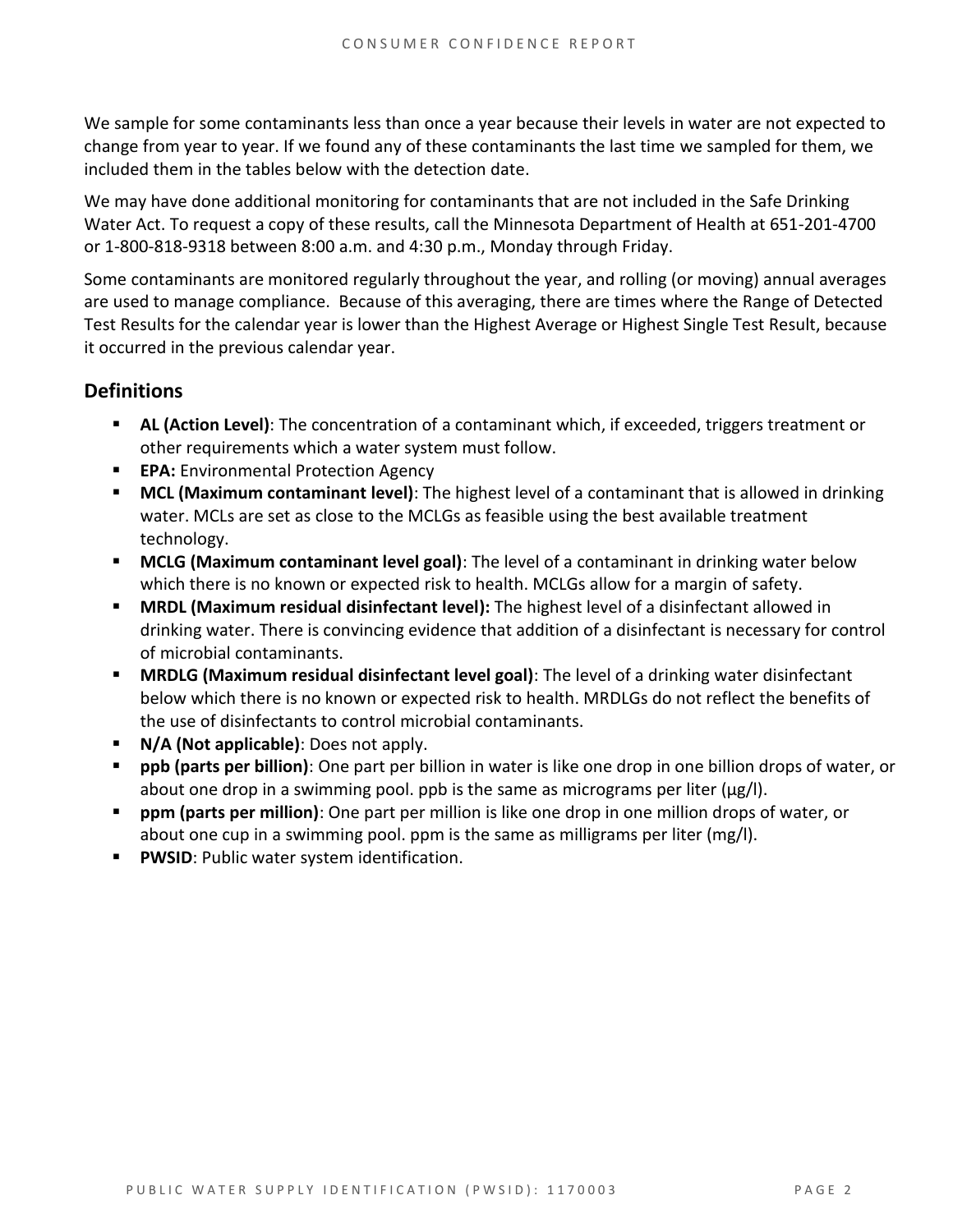We sample for some contaminants less than once a year because their levels in water are not expected to change from year to year. If we found any of these contaminants the last time we sampled for them, we included them in the tables below with the detection date.

We may have done additional monitoring for contaminants that are not included in the Safe Drinking Water Act. To request a copy of these results, call the Minnesota Department of Health at 651-201-4700 or 1-800-818-9318 between 8:00 a.m. and 4:30 p.m., Monday through Friday.

Some contaminants are monitored regularly throughout the year, and rolling (or moving) annual averages are used to manage compliance. Because of this averaging, there are times where the Range of Detected Test Results for the calendar year is lower than the Highest Average or Highest Single Test Result, because it occurred in the previous calendar year.

## Definitions

- **AL (Action Level)**: The concentration of a contaminant which, if exceeded, triggers treatment or other requirements which a water system must follow.
- **EPA:** Environmental Protection Agency
- **MCL (Maximum contaminant level)**: The highest level of a contaminant that is allowed in drinking water. MCLs are set as close to the MCLGs as feasible using the best available treatment technology.
- **MCLG (Maximum contaminant level goal)**: The level of a contaminant in drinking water below which there is no known or expected risk to health. MCLGs allow for a margin of safety.
- **MRDL (Maximum residual disinfectant level):** The highest level of a disinfectant allowed in drinking water. There is convincing evidence that addition of a disinfectant is necessary for control of microbial contaminants.
- **MRDLG (Maximum residual disinfectant level goal)**: The level of a drinking water disinfectant below which there is no known or expected risk to health. MRDLGs do not reflect the benefits of the use of disinfectants to control microbial contaminants.
- **N/A (Not applicable)**: Does not apply.
- **ppb (parts per billion)**: One part per billion in water is like one drop in one billion drops of water, or about one drop in a swimming pool. ppb is the same as micrograms per liter (μg/l).
- **ppm (parts per million)**: One part per million is like one drop in one million drops of water, or about one cup in a swimming pool. ppm is the same as milligrams per liter (mg/l).
- **PWSID**: Public water system identification.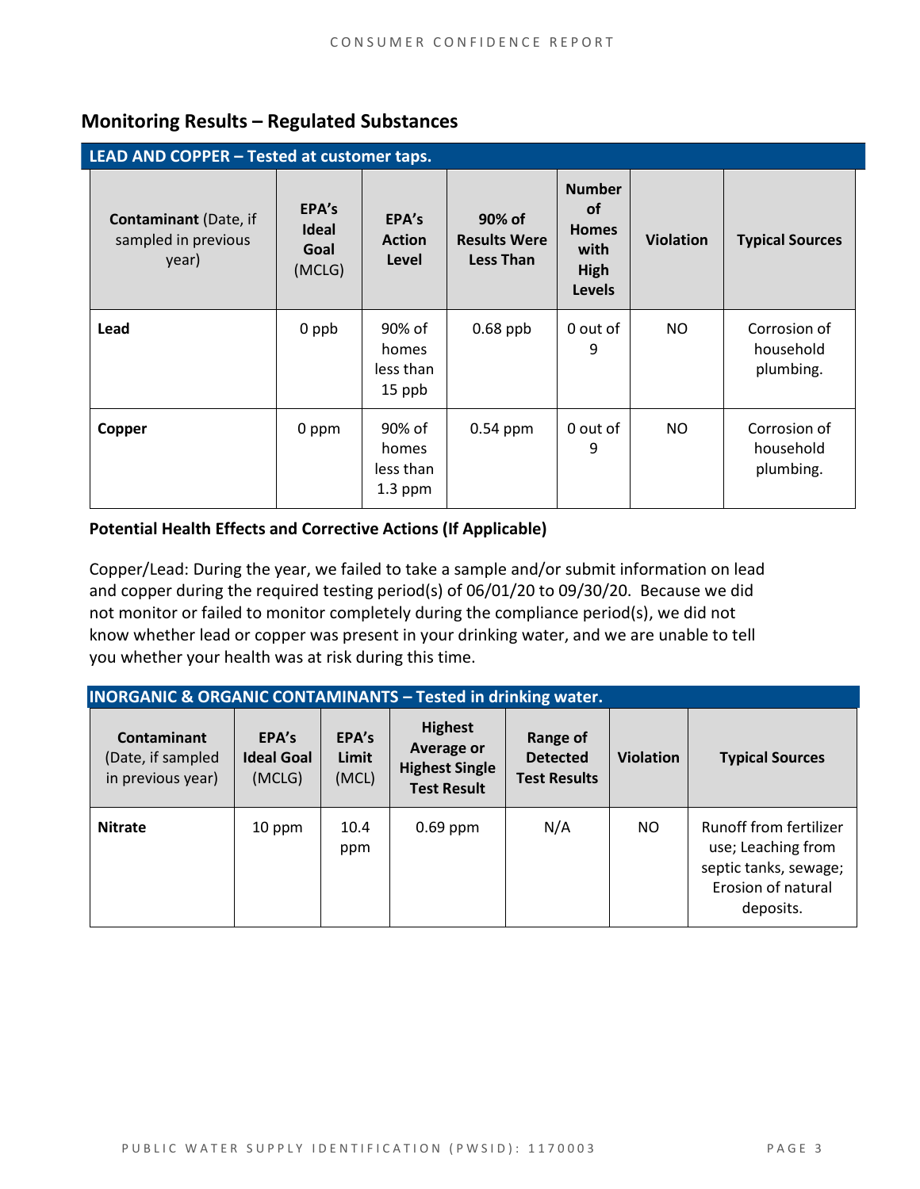## Monitoring Results – Regulated Substances

| **LEAD AND COPPER – Tested at customer taps.** | | | | | | |
|---|---|---|---|---|---|---|
| **Contaminant** (Date, if sampled in previous year) | **EPA's Ideal Goal** (MCLG) | **EPA's Action Level** | **90% of Results Were Less Than** | **Number of Homes with High Levels** | **Violation** | **Typical Sources** |
| **Lead** | 0 ppb | 90% of homes less than 15 ppb | 0.68 ppb | 0 out of 9 | NO | Corrosion of household plumbing. |
| **Copper** | 0 ppm | 90% of homes less than 1.3 ppm | 0.54 ppm | 0 out of 9 | NO | Corrosion of household plumbing. |

**Potential Health Effects and Corrective Actions (If Applicable)**

Copper/Lead: During the year, we failed to take a sample and/or submit information on lead and copper during the required testing period(s) of 06/01/20 to 09/30/20. Because we did not monitor or failed to monitor completely during the compliance period(s), we did not know whether lead or copper was present in your drinking water, and we are unable to tell you whether your health was at risk during this time.

| **INORGANIC & ORGANIC CONTAMINANTS – Tested in drinking water.** | | | | | | |
|---|---|---|---|---|---|---|
| **Contaminant** (Date, if sampled in previous year) | **EPA's Ideal Goal** (MCLG) | **EPA's Limit** (MCL) | **Highest Average or Highest Single Test Result** | **Range of Detected Test Results** | **Violation** | **Typical Sources** |
| **Nitrate** | 10 ppm | 10.4 ppm | 0.69 ppm | N/A | NO | Runoff from fertilizer use; Leaching from septic tanks, sewage; Erosion of natural deposits. |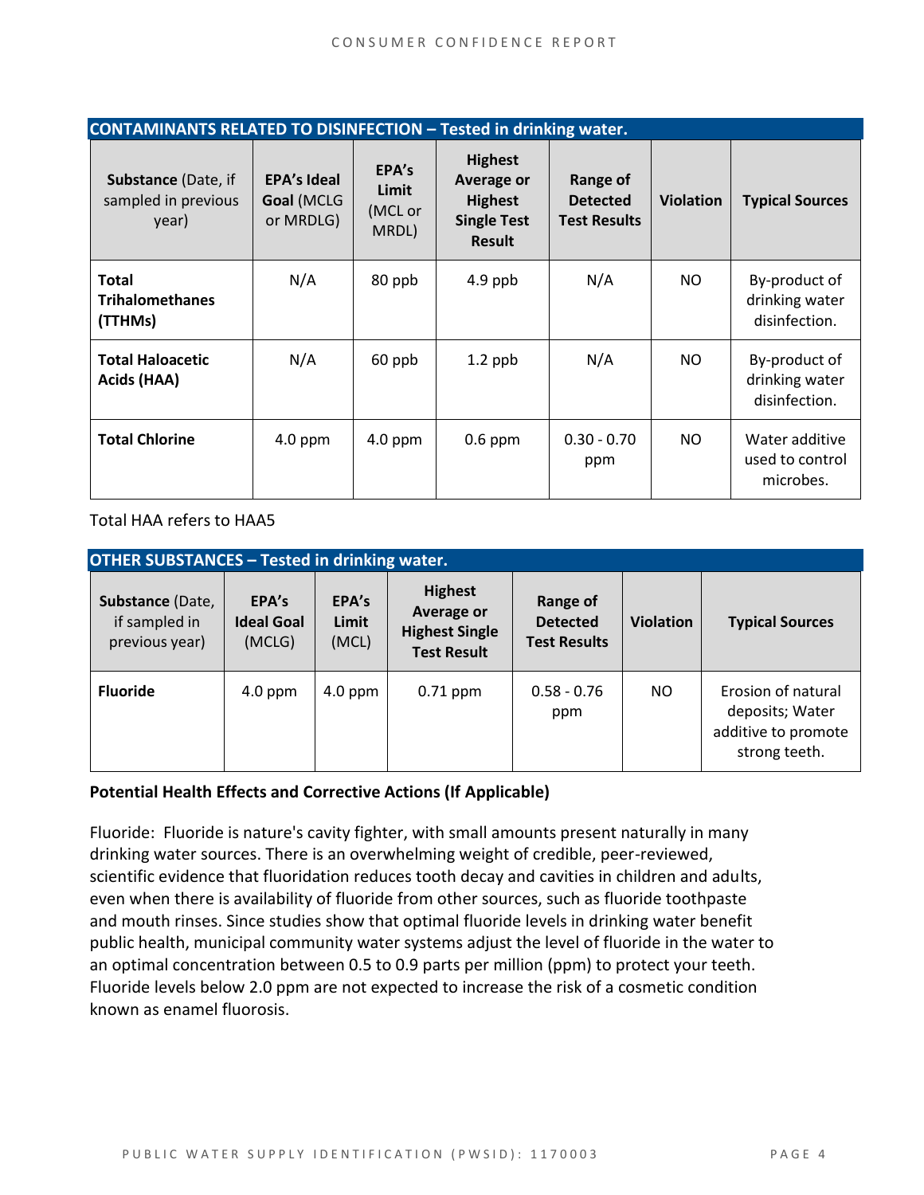| CONTAMINANTS RELATED TO DISINFECTION – Tested in drinking water. | | | | | | |
|---|---|---|---|---|---|---|
| **Substance** (Date, if sampled in previous year) | **EPA's Ideal Goal** (MCLG or MRDLG) | **EPA's Limit** (MCL or MRDL) | **Highest Average or Highest Single Test Result** | **Range of Detected Test Results** | **Violation** | **Typical Sources** |
| **Total Trihalomethanes (TTHMs)** | N/A | 80 ppb | 4.9 ppb | N/A | NO | By-product of drinking water disinfection. |
| **Total Haloacetic Acids (HAA)** | N/A | 60 ppb | 1.2 ppb | N/A | NO | By-product of drinking water disinfection. |
| **Total Chlorine** | 4.0 ppm | 4.0 ppm | 0.6 ppm | 0.30 - 0.70 ppm | NO | Water additive used to control microbes. |

Total HAA refers to HAA5

| OTHER SUBSTANCES – Tested in drinking water. | | | | | | |
|---|---|---|---|---|---|---|
| **Substance** (Date, if sampled in previous year) | **EPA's Ideal Goal** (MCLG) | **EPA's Limit** (MCL) | **Highest Average or Highest Single Test Result** | **Range of Detected Test Results** | **Violation** | **Typical Sources** |
| **Fluoride** | 4.0 ppm | 4.0 ppm | 0.71 ppm | 0.58 - 0.76 ppm | NO | Erosion of natural deposits; Water additive to promote strong teeth. |

**Potential Health Effects and Corrective Actions (If Applicable)**

Fluoride: Fluoride is nature's cavity fighter, with small amounts present naturally in many drinking water sources. There is an overwhelming weight of credible, peer-reviewed, scientific evidence that fluoridation reduces tooth decay and cavities in children and adults, even when there is availability of fluoride from other sources, such as fluoride toothpaste and mouth rinses. Since studies show that optimal fluoride levels in drinking water benefit public health, municipal community water systems adjust the level of fluoride in the water to an optimal concentration between 0.5 to 0.9 parts per million (ppm) to protect your teeth. Fluoride levels below 2.0 ppm are not expected to increase the risk of a cosmetic condition known as enamel fluorosis.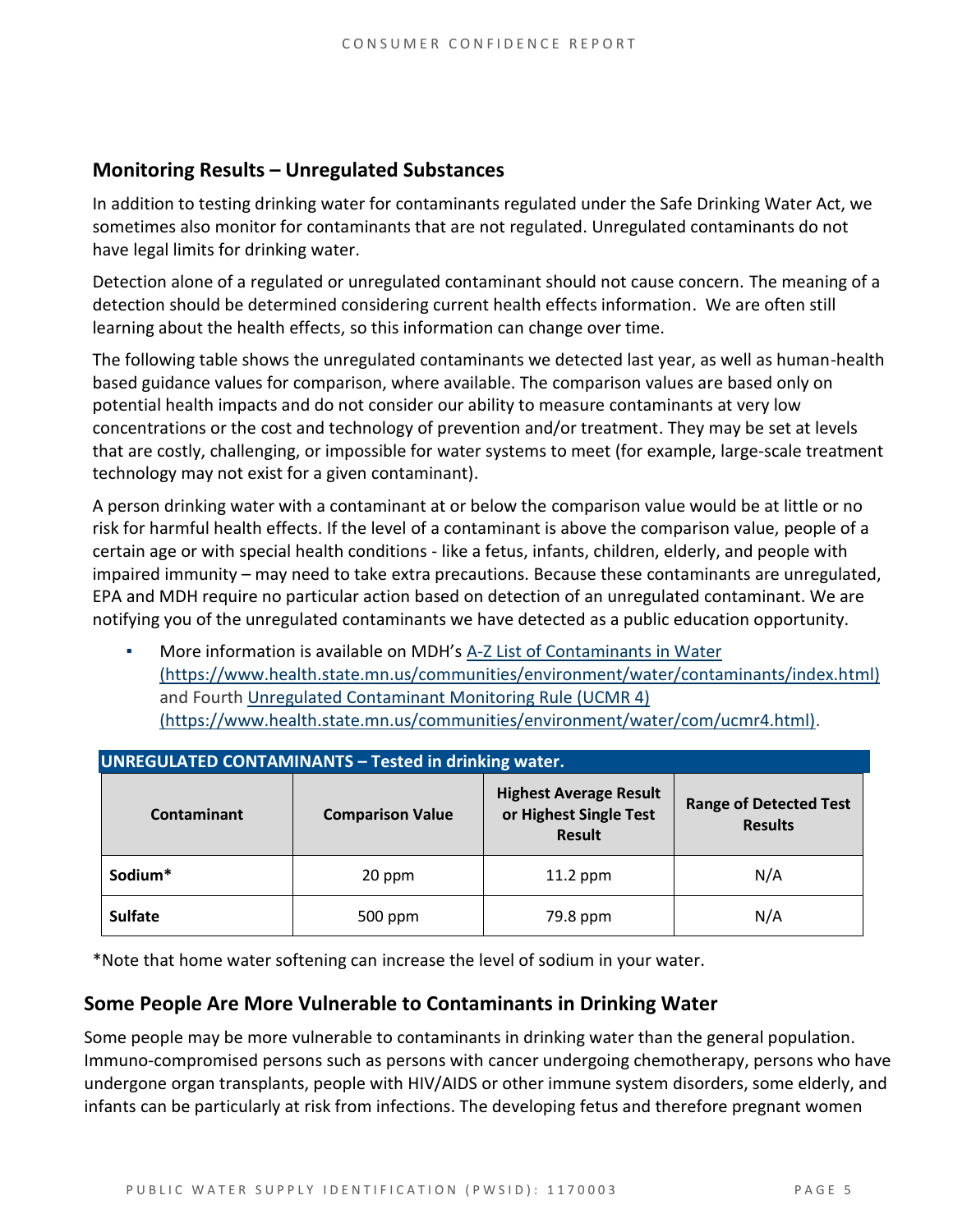## Monitoring Results – Unregulated Substances

In addition to testing drinking water for contaminants regulated under the Safe Drinking Water Act, we sometimes also monitor for contaminants that are not regulated. Unregulated contaminants do not have legal limits for drinking water.

Detection alone of a regulated or unregulated contaminant should not cause concern. The meaning of a detection should be determined considering current health effects information. We are often still learning about the health effects, so this information can change over time.

The following table shows the unregulated contaminants we detected last year, as well as human-health based guidance values for comparison, where available. The comparison values are based only on potential health impacts and do not consider our ability to measure contaminants at very low concentrations or the cost and technology of prevention and/or treatment. They may be set at levels that are costly, challenging, or impossible for water systems to meet (for example, large-scale treatment technology may not exist for a given contaminant).

A person drinking water with a contaminant at or below the comparison value would be at little or no risk for harmful health effects. If the level of a contaminant is above the comparison value, people of a certain age or with special health conditions - like a fetus, infants, children, elderly, and people with impaired immunity – may need to take extra precautions. Because these contaminants are unregulated, EPA and MDH require no particular action based on detection of an unregulated contaminant. We are notifying you of the unregulated contaminants we have detected as a public education opportunity.

- More information is available on MDH's A-Z List of Contaminants in Water (https://www.health.state.mn.us/communities/environment/water/contaminants/index.html) and Fourth Unregulated Contaminant Monitoring Rule (UCMR 4) (https://www.health.state.mn.us/communities/environment/water/com/ucmr4.html).

**UNREGULATED CONTAMINANTS – Tested in drinking water.**

| Contaminant | Comparison Value | Highest Average Result or Highest Single Test Result | Range of Detected Test Results |
|---|---|---|---|
| **Sodium*** | 20 ppm | 11.2 ppm | N/A |
| **Sulfate** | 500 ppm | 79.8 ppm | N/A |

*Note that home water softening can increase the level of sodium in your water.

## Some People Are More Vulnerable to Contaminants in Drinking Water

Some people may be more vulnerable to contaminants in drinking water than the general population. Immuno-compromised persons such as persons with cancer undergoing chemotherapy, persons who have undergone organ transplants, people with HIV/AIDS or other immune system disorders, some elderly, and infants can be particularly at risk from infections. The developing fetus and therefore pregnant women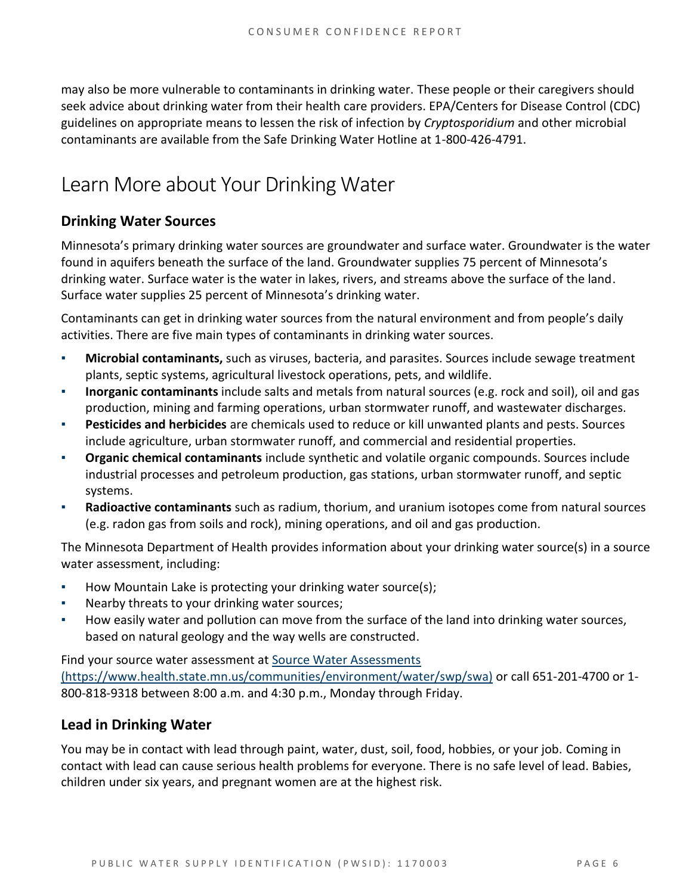may also be more vulnerable to contaminants in drinking water. These people or their caregivers should seek advice about drinking water from their health care providers. EPA/Centers for Disease Control (CDC) guidelines on appropriate means to lessen the risk of infection by *Cryptosporidium* and other microbial contaminants are available from the Safe Drinking Water Hotline at 1-800-426-4791.

# Learn More about Your Drinking Water

## Drinking Water Sources

Minnesota's primary drinking water sources are groundwater and surface water. Groundwater is the water found in aquifers beneath the surface of the land. Groundwater supplies 75 percent of Minnesota's drinking water. Surface water is the water in lakes, rivers, and streams above the surface of the land. Surface water supplies 25 percent of Minnesota's drinking water.

Contaminants can get in drinking water sources from the natural environment and from people's daily activities. There are five main types of contaminants in drinking water sources.

- **Microbial contaminants,** such as viruses, bacteria, and parasites. Sources include sewage treatment plants, septic systems, agricultural livestock operations, pets, and wildlife.
- **Inorganic contaminants** include salts and metals from natural sources (e.g. rock and soil), oil and gas production, mining and farming operations, urban stormwater runoff, and wastewater discharges.
- **Pesticides and herbicides** are chemicals used to reduce or kill unwanted plants and pests. Sources include agriculture, urban stormwater runoff, and commercial and residential properties.
- **Organic chemical contaminants** include synthetic and volatile organic compounds. Sources include industrial processes and petroleum production, gas stations, urban stormwater runoff, and septic systems.
- **Radioactive contaminants** such as radium, thorium, and uranium isotopes come from natural sources (e.g. radon gas from soils and rock), mining operations, and oil and gas production.

The Minnesota Department of Health provides information about your drinking water source(s) in a source water assessment, including:

- How Mountain Lake is protecting your drinking water source(s);
- Nearby threats to your drinking water sources;
- How easily water and pollution can move from the surface of the land into drinking water sources, based on natural geology and the way wells are constructed.

Find your source water assessment at [Source Water Assessments (https://www.health.state.mn.us/communities/environment/water/swp/swa)](https://www.health.state.mn.us/communities/environment/water/swp/swa) or call 651-201-4700 or 1-800-818-9318 between 8:00 a.m. and 4:30 p.m., Monday through Friday.

## Lead in Drinking Water

You may be in contact with lead through paint, water, dust, soil, food, hobbies, or your job. Coming in contact with lead can cause serious health problems for everyone. There is no safe level of lead. Babies, children under six years, and pregnant women are at the highest risk.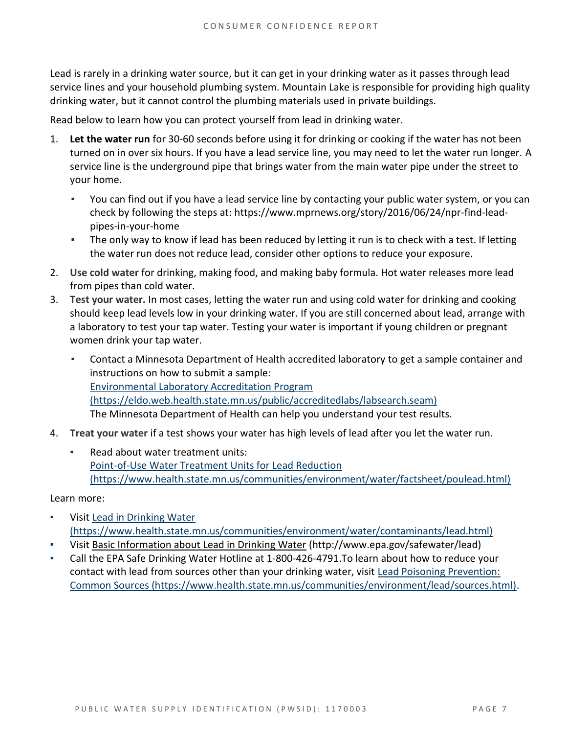Lead is rarely in a drinking water source, but it can get in your drinking water as it passes through lead service lines and your household plumbing system. Mountain Lake is responsible for providing high quality drinking water, but it cannot control the plumbing materials used in private buildings.

Read below to learn how you can protect yourself from lead in drinking water.

1. **Let the water run** for 30-60 seconds before using it for drinking or cooking if the water has not been turned on in over six hours. If you have a lead service line, you may need to let the water run longer. A service line is the underground pipe that brings water from the main water pipe under the street to your home.
   - You can find out if you have a lead service line by contacting your public water system, or you can check by following the steps at: https://www.mprnews.org/story/2016/06/24/npr-find-lead-pipes-in-your-home
   - The only way to know if lead has been reduced by letting it run is to check with a test. If letting the water run does not reduce lead, consider other options to reduce your exposure.
2. **Use cold water** for drinking, making food, and making baby formula. Hot water releases more lead from pipes than cold water.
3. **Test your water.** In most cases, letting the water run and using cold water for drinking and cooking should keep lead levels low in your drinking water. If you are still concerned about lead, arrange with a laboratory to test your tap water. Testing your water is important if young children or pregnant women drink your tap water.
   - Contact a Minnesota Department of Health accredited laboratory to get a sample container and instructions on how to submit a sample:
     Environmental Laboratory Accreditation Program (https://eldo.web.health.state.mn.us/public/accreditedlabs/labsearch.seam)
     The Minnesota Department of Health can help you understand your test results.
4. **Treat your water** if a test shows your water has high levels of lead after you let the water run.
   - Read about water treatment units:
     Point-of-Use Water Treatment Units for Lead Reduction (https://www.health.state.mn.us/communities/environment/water/factsheet/poulead.html)

Learn more:

- Visit Lead in Drinking Water (https://www.health.state.mn.us/communities/environment/water/contaminants/lead.html)
- Visit Basic Information about Lead in Drinking Water (http://www.epa.gov/safewater/lead)
- Call the EPA Safe Drinking Water Hotline at 1-800-426-4791.To learn about how to reduce your contact with lead from sources other than your drinking water, visit Lead Poisoning Prevention: Common Sources (https://www.health.state.mn.us/communities/environment/lead/sources.html).